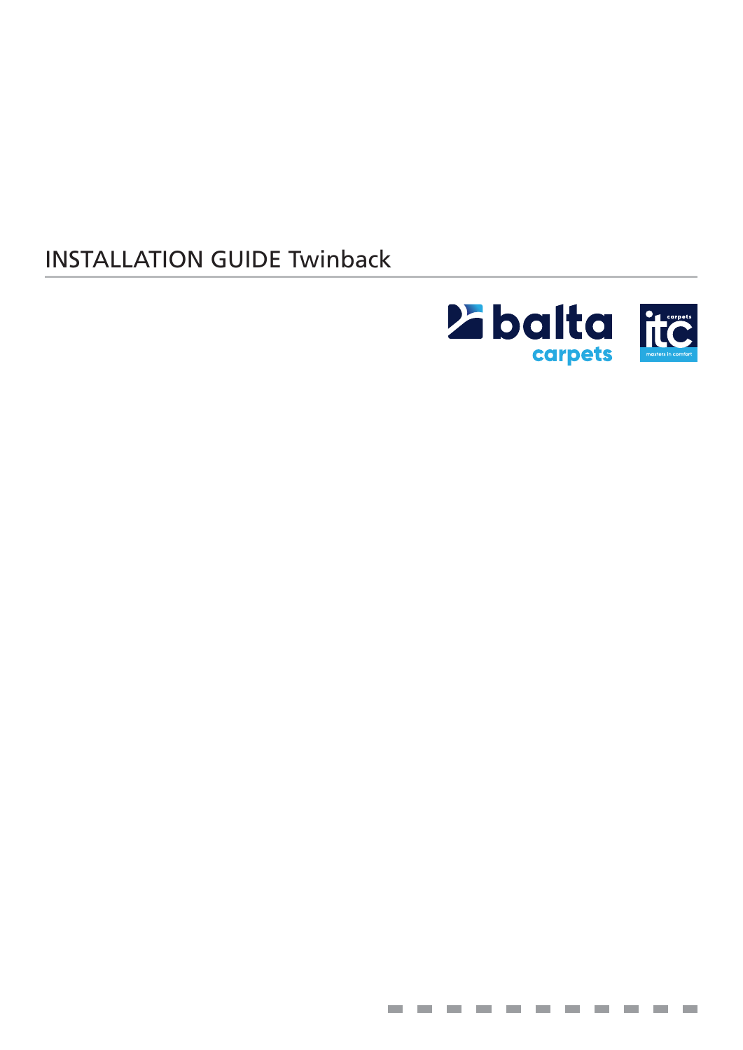# INSTALLATION GUIDE Twinback

balta carpets

itc carpets masters in comfort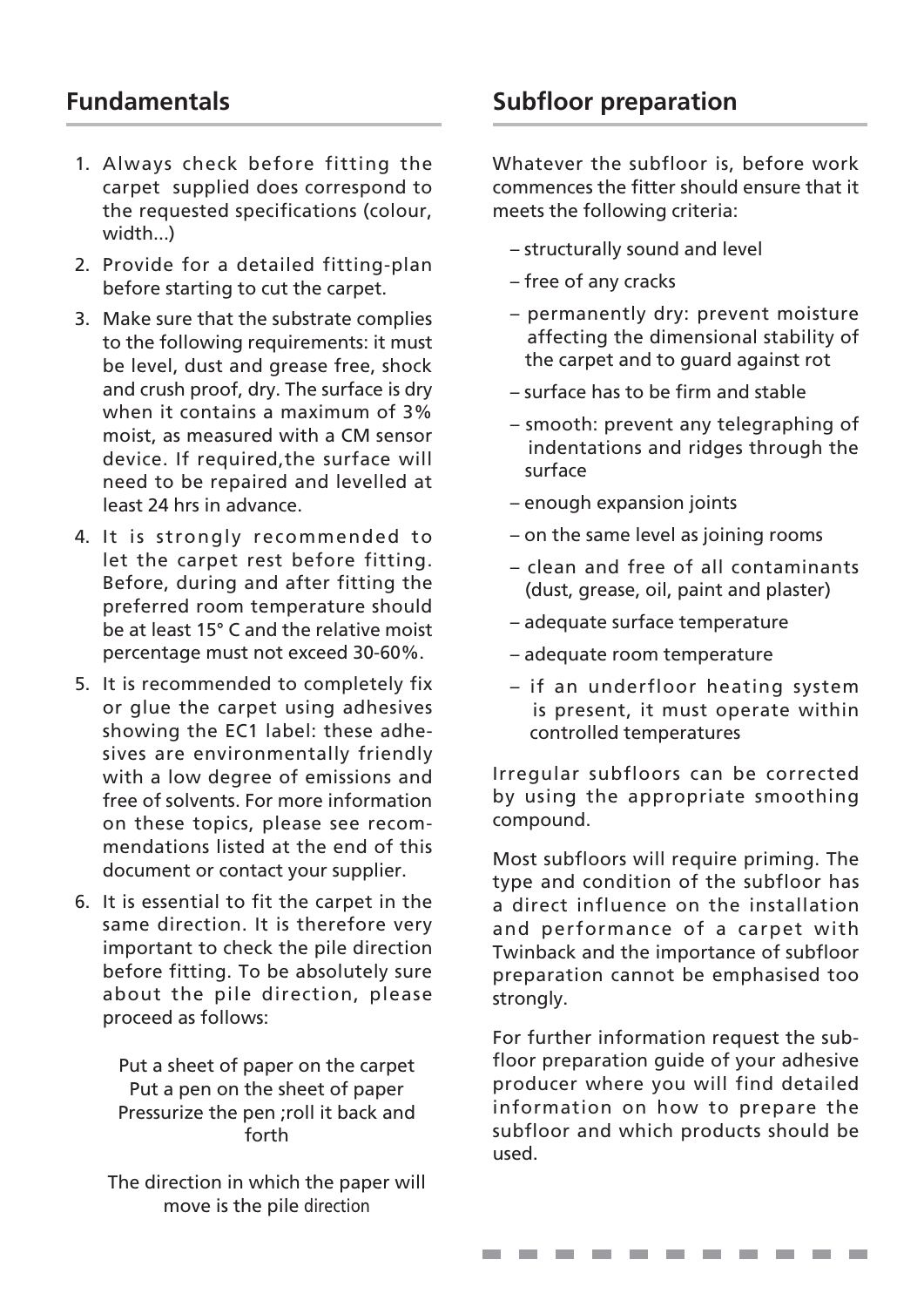## Fundamentals

1. Always check before fitting the carpet supplied does correspond to the requested specifications (colour, width...)
2. Provide for a detailed fitting-plan before starting to cut the carpet.
3. Make sure that the substrate complies to the following requirements: it must be level, dust and grease free, shock and crush proof, dry. The surface is dry when it contains a maximum of 3% moist, as measured with a CM sensor device. If required,the surface will need to be repaired and levelled at least 24 hrs in advance.
4. It is strongly recommended to let the carpet rest before fitting. Before, during and after fitting the preferred room temperature should be at least 15° C and the relative moist percentage must not exceed 30-60%.
5. It is recommended to completely fix or glue the carpet using adhesives showing the EC1 label: these adhesives are environmentally friendly with a low degree of emissions and free of solvents. For more information on these topics, please see recommendations listed at the end of this document or contact your supplier.
6. It is essential to fit the carpet in the same direction. It is therefore very important to check the pile direction before fitting. To be absolutely sure about the pile direction, please proceed as follows:

   Put a sheet of paper on the carpet
   Put a pen on the sheet of paper
   Pressurize the pen ;roll it back and forth

   The direction in which the paper will move is the pile direction

## Subfloor preparation

Whatever the subfloor is, before work commences the fitter should ensure that it meets the following criteria:

- structurally sound and level
- free of any cracks
- permanently dry: prevent moisture affecting the dimensional stability of the carpet and to guard against rot
- surface has to be firm and stable
- smooth: prevent any telegraphing of indentations and ridges through the surface
- enough expansion joints
- on the same level as joining rooms
- clean and free of all contaminants (dust, grease, oil, paint and plaster)
- adequate surface temperature
- adequate room temperature
- if an underfloor heating system is present, it must operate within controlled temperatures

Irregular subfloors can be corrected by using the appropriate smoothing compound.

Most subfloors will require priming. The type and condition of the subfloor has a direct influence on the installation and performance of a carpet with Twinback and the importance of subfloor preparation cannot be emphasised too strongly.

For further information request the subfloor preparation guide of your adhesive producer where you will find detailed information on how to prepare the subfloor and which products should be used.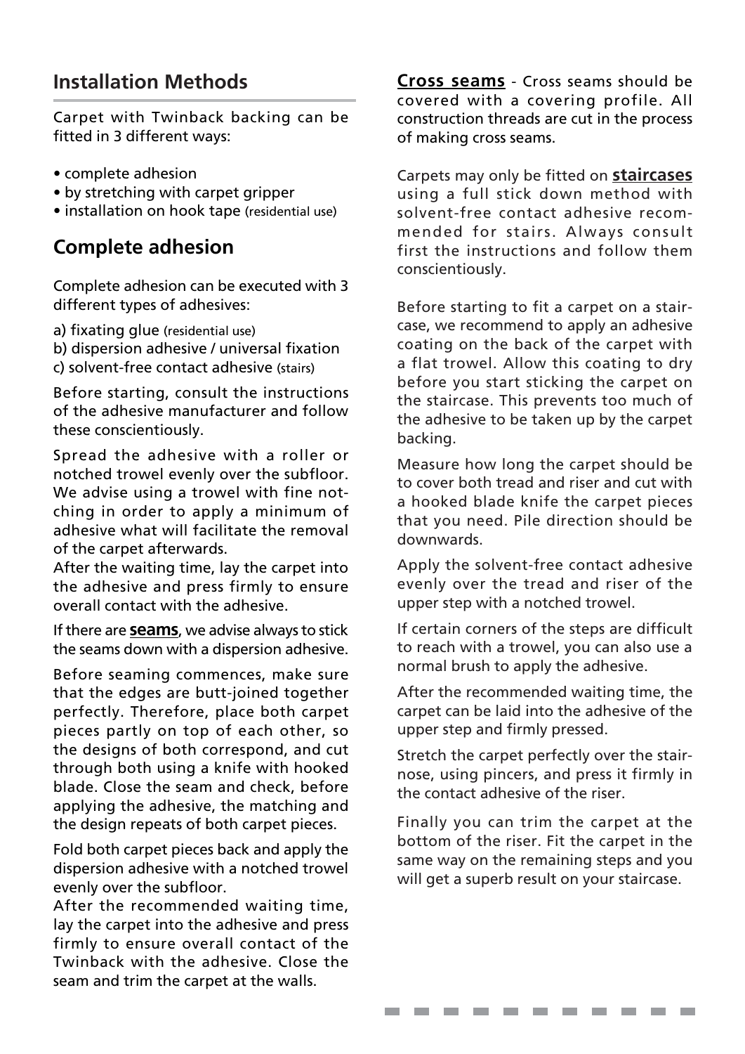## Installation Methods

Carpet with Twinback backing can be fitted in 3 different ways:

- complete adhesion
- by stretching with carpet gripper
- installation on hook tape (residential use)

## Complete adhesion

Complete adhesion can be executed with 3 different types of adhesives:

a) fixating glue (residential use)
b) dispersion adhesive / universal fixation
c) solvent-free contact adhesive (stairs)

Before starting, consult the instructions of the adhesive manufacturer and follow these conscientiously.

Spread the adhesive with a roller or notched trowel evenly over the subfloor. We advise using a trowel with fine notching in order to apply a minimum of adhesive what will facilitate the removal of the carpet afterwards.
After the waiting time, lay the carpet into the adhesive and press firmly to ensure overall contact with the adhesive.

If there are **seams**, we advise always to stick the seams down with a dispersion adhesive.

Before seaming commences, make sure that the edges are butt-joined together perfectly. Therefore, place both carpet pieces partly on top of each other, so the designs of both correspond, and cut through both using a knife with hooked blade. Close the seam and check, before applying the adhesive, the matching and the design repeats of both carpet pieces.

Fold both carpet pieces back and apply the dispersion adhesive with a notched trowel evenly over the subfloor.
After the recommended waiting time, lay the carpet into the adhesive and press firmly to ensure overall contact of the Twinback with the adhesive. Close the seam and trim the carpet at the walls.

**Cross seams** - Cross seams should be covered with a covering profile. All construction threads are cut in the process of making cross seams.

Carpets may only be fitted on **staircases** using a full stick down method with solvent-free contact adhesive recommended for stairs. Always consult first the instructions and follow them conscientiously.

Before starting to fit a carpet on a staircase, we recommend to apply an adhesive coating on the back of the carpet with a flat trowel. Allow this coating to dry before you start sticking the carpet on the staircase. This prevents too much of the adhesive to be taken up by the carpet backing.

Measure how long the carpet should be to cover both tread and riser and cut with a hooked blade knife the carpet pieces that you need. Pile direction should be downwards.

Apply the solvent-free contact adhesive evenly over the tread and riser of the upper step with a notched trowel.

If certain corners of the steps are difficult to reach with a trowel, you can also use a normal brush to apply the adhesive.

After the recommended waiting time, the carpet can be laid into the adhesive of the upper step and firmly pressed.

Stretch the carpet perfectly over the stair-nose, using pincers, and press it firmly in the contact adhesive of the riser.

Finally you can trim the carpet at the bottom of the riser. Fit the carpet in the same way on the remaining steps and you will get a superb result on your staircase.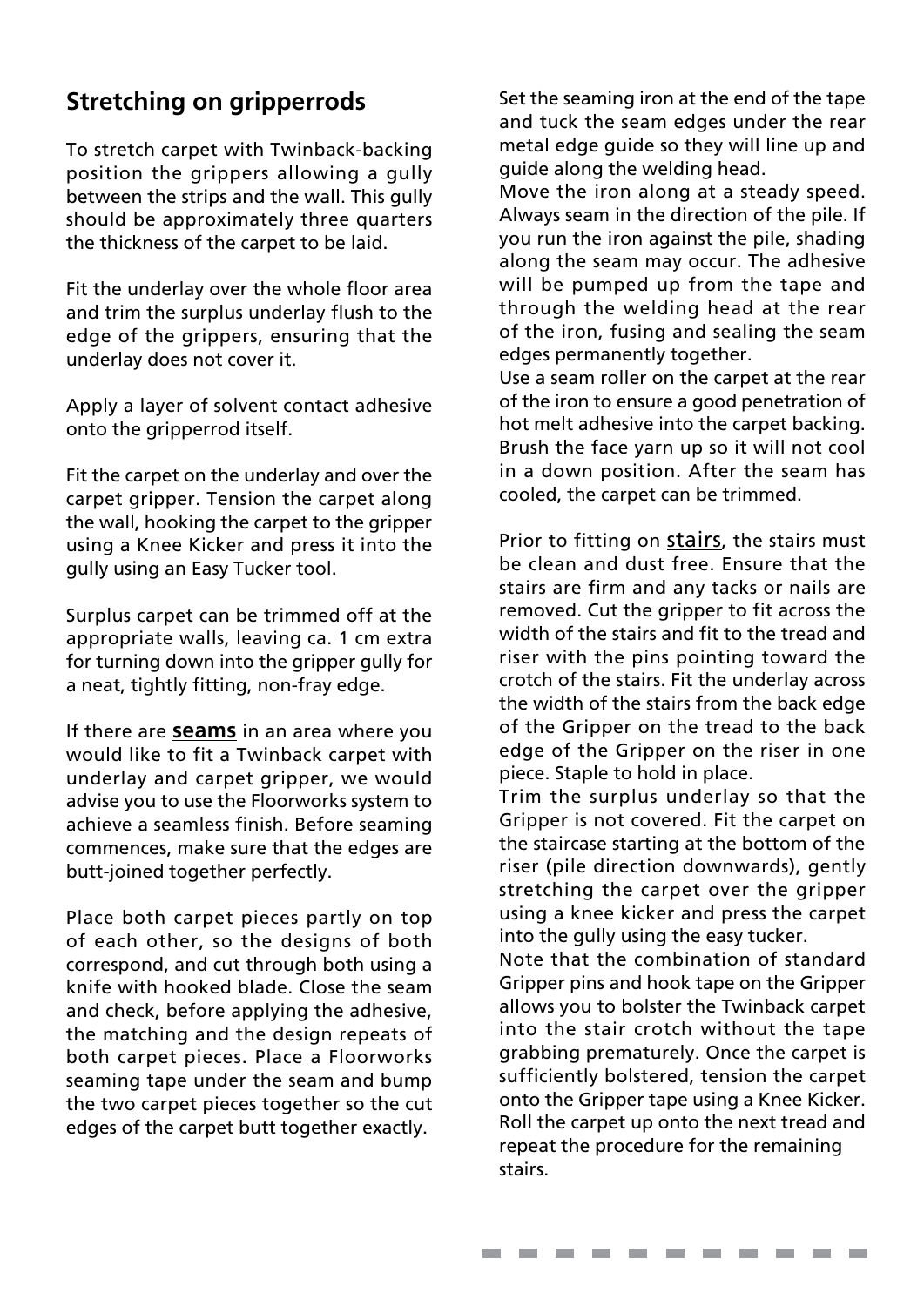## Stretching on gripperrods

To stretch carpet with Twinback-backing position the grippers allowing a gully between the strips and the wall. This gully should be approximately three quarters the thickness of the carpet to be laid.

Fit the underlay over the whole floor area and trim the surplus underlay flush to the edge of the grippers, ensuring that the underlay does not cover it.

Apply a layer of solvent contact adhesive onto the gripperrod itself.

Fit the carpet on the underlay and over the carpet gripper. Tension the carpet along the wall, hooking the carpet to the gripper using a Knee Kicker and press it into the gully using an Easy Tucker tool.

Surplus carpet can be trimmed off at the appropriate walls, leaving ca. 1 cm extra for turning down into the gripper gully for a neat, tightly fitting, non-fray edge.

If there are **seams** in an area where you would like to fit a Twinback carpet with underlay and carpet gripper, we would advise you to use the Floorworks system to achieve a seamless finish. Before seaming commences, make sure that the edges are butt-joined together perfectly.

Place both carpet pieces partly on top of each other, so the designs of both correspond, and cut through both using a knife with hooked blade. Close the seam and check, before applying the adhesive, the matching and the design repeats of both carpet pieces. Place a Floorworks seaming tape under the seam and bump the two carpet pieces together so the cut edges of the carpet butt together exactly.

Set the seaming iron at the end of the tape and tuck the seam edges under the rear metal edge guide so they will line up and guide along the welding head.
Move the iron along at a steady speed. Always seam in the direction of the pile. If you run the iron against the pile, shading along the seam may occur. The adhesive will be pumped up from the tape and through the welding head at the rear of the iron, fusing and sealing the seam edges permanently together.
Use a seam roller on the carpet at the rear of the iron to ensure a good penetration of hot melt adhesive into the carpet backing. Brush the face yarn up so it will not cool in a down position. After the seam has cooled, the carpet can be trimmed.

Prior to fitting on stairs, the stairs must be clean and dust free. Ensure that the stairs are firm and any tacks or nails are removed. Cut the gripper to fit across the width of the stairs and fit to the tread and riser with the pins pointing toward the crotch of the stairs. Fit the underlay across the width of the stairs from the back edge of the Gripper on the tread to the back edge of the Gripper on the riser in one piece. Staple to hold in place.
Trim the surplus underlay so that the Gripper is not covered. Fit the carpet on the staircase starting at the bottom of the riser (pile direction downwards), gently stretching the carpet over the gripper using a knee kicker and press the carpet into the gully using the easy tucker.
Note that the combination of standard Gripper pins and hook tape on the Gripper allows you to bolster the Twinback carpet into the stair crotch without the tape grabbing prematurely. Once the carpet is sufficiently bolstered, tension the carpet onto the Gripper tape using a Knee Kicker. Roll the carpet up onto the next tread and repeat the procedure for the remaining stairs.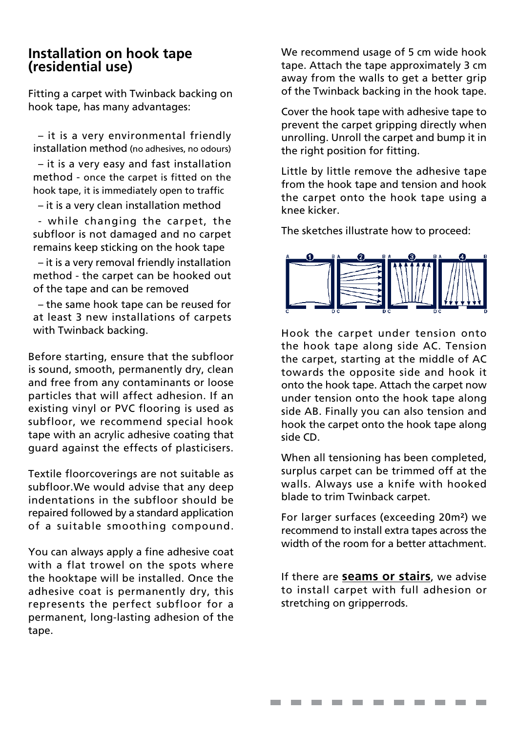## Installation on hook tape (residential use)

Fitting a carpet with Twinback backing on hook tape, has many advantages:

- it is a very environmental friendly installation method (no adhesives, no odours)
- it is a very easy and fast installation method - once the carpet is fitted on the hook tape, it is immediately open to traffic
- it is a very clean installation method
- while changing the carpet, the subfloor is not damaged and no carpet remains keep sticking on the hook tape
- it is a very removal friendly installation method - the carpet can be hooked out of the tape and can be removed
- the same hook tape can be reused for at least 3 new installations of carpets with Twinback backing.

Before starting, ensure that the subfloor is sound, smooth, permanently dry, clean and free from any contaminants or loose particles that will affect adhesion. If an existing vinyl or PVC flooring is used as subfloor, we recommend special hook tape with an acrylic adhesive coating that guard against the effects of plasticisers.

Textile floorcoverings are not suitable as subfloor.We would advise that any deep indentations in the subfloor should be repaired followed by a standard application of a suitable smoothing compound.

You can always apply a fine adhesive coat with a flat trowel on the spots where the hooktape will be installed. Once the adhesive coat is permanently dry, this represents the perfect subfloor for a permanent, long-lasting adhesion of the tape.

We recommend usage of 5 cm wide hook tape. Attach the tape approximately 3 cm away from the walls to get a better grip of the Twinback backing in the hook tape.

Cover the hook tape with adhesive tape to prevent the carpet gripping directly when unrolling. Unroll the carpet and bump it in the right position for fitting.

Little by little remove the adhesive tape from the hook tape and tension and hook the carpet onto the hook tape using a knee kicker.

The sketches illustrate how to proceed:

A 1 B A 2 B A 3 B A 4 B

C D C D C D C D

Hook the carpet under tension onto the hook tape along side AC. Tension the carpet, starting at the middle of AC towards the opposite side and hook it onto the hook tape. Attach the carpet now under tension onto the hook tape along side AB. Finally you can also tension and hook the carpet onto the hook tape along side CD.

When all tensioning has been completed, surplus carpet can be trimmed off at the walls. Always use a knife with hooked blade to trim Twinback carpet.

For larger surfaces (exceeding 20m²) we recommend to install extra tapes across the width of the room for a better attachment.

If there are **seams or stairs**, we advise to install carpet with full adhesion or stretching on gripperrods.